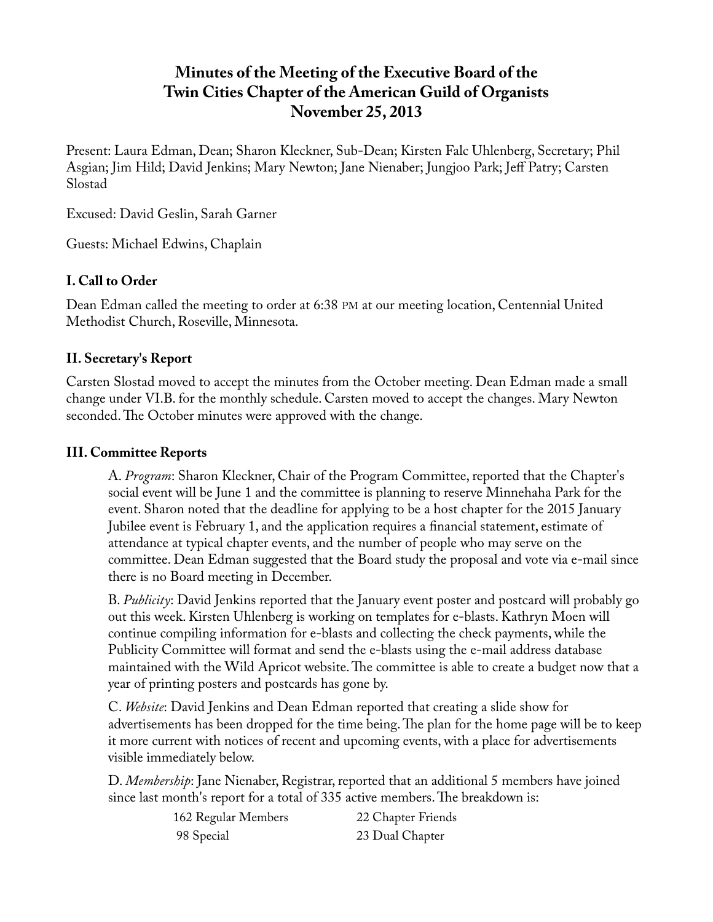# Minutes of the Meeting of the Executive Board of the Twin Cities Chapter of the American Guild of Organists November 25, 2013

Present: Laura Edman, Dean; Sharon Kleckner, Sub-Dean; Kirsten Falc Uhlenberg, Secretary; Phil Asgian; Jim Hild; David Jenkins; Mary Newton; Jane Nienaber; Jungjoo Park; Jeff Patry; Carsten Slostad

Excused: David Geslin, Sarah Garner

Guests: Michael Edwins, Chaplain

## I. Call to Order

Dean Edman called the meeting to order at 6:38 PM at our meeting location, Centennial United Methodist Church, Roseville, Minnesota.

## II. Secretary's Report

Carsten Slostad moved to accept the minutes from the October meeting. Dean Edman made a small change under VI.B. for the monthly schedule. Carsten moved to accept the changes. Mary Newton seconded. The October minutes were approved with the change.

## III. Committee Reports

A. *Program*: Sharon Kleckner, Chair of the Program Committee, reported that the Chapter's social event will be June 1 and the committee is planning to reserve Minnehaha Park for the event. Sharon noted that the deadline for applying to be a host chapter for the 2015 January Jubilee event is February 1, and the application requires a financial statement, estimate of attendance at typical chapter events, and the number of people who may serve on the committee. Dean Edman suggested that the Board study the proposal and vote via e-mail since there is no Board meeting in December.

B. *Publicity*: David Jenkins reported that the January event poster and postcard will probably go out this week. Kirsten Uhlenberg is working on templates for e-blasts. Kathryn Moen will continue compiling information for e-blasts and collecting the check payments, while the Publicity Committee will format and send the e-blasts using the e-mail address database maintained with the Wild Apricot website. The committee is able to create a budget now that a year of printing posters and postcards has gone by.

C. *Website*: David Jenkins and Dean Edman reported that creating a slide show for advertisements has been dropped for the time being. The plan for the home page will be to keep it more current with notices of recent and upcoming events, with a place for advertisements visible immediately below.

D. *Membership*: Jane Nienaber, Registrar, reported that an additional 5 members have joined since last month's report for a total of 335 active members. The breakdown is:

| | |
|---|---|
| 162 Regular Members | 22 Chapter Friends |
| 98 Special | 23 Dual Chapter |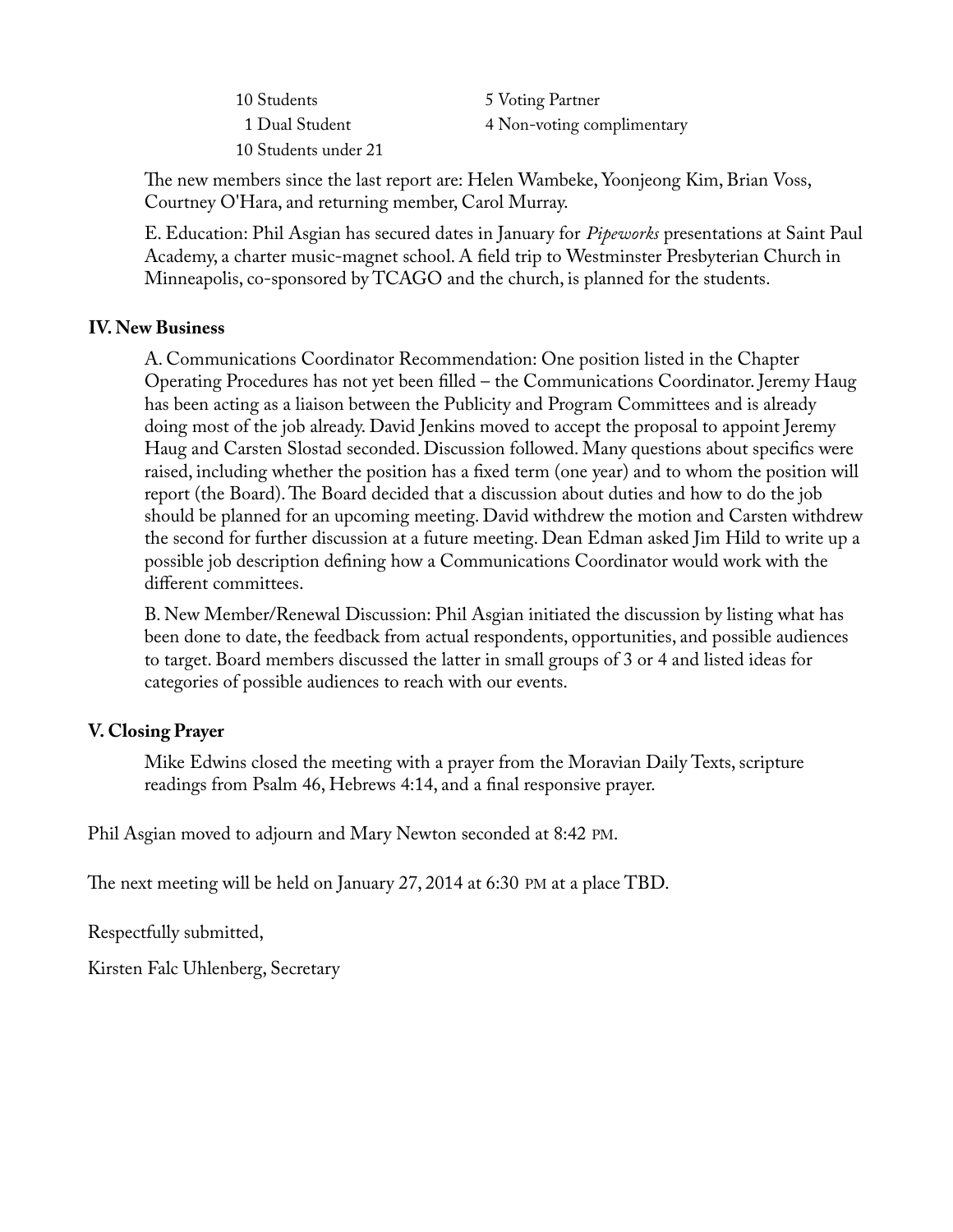| | |
|---|---|
| 10 Students | 5 Voting Partner |
| 1 Dual Student | 4 Non-voting complimentary |
| 10 Students under 21 | |

The new members since the last report are: Helen Wambeke, Yoonjeong Kim, Brian Voss, Courtney O'Hara, and returning member, Carol Murray.

E. Education: Phil Asgian has secured dates in January for *Pipeworks* presentations at Saint Paul Academy, a charter music-magnet school. A field trip to Westminster Presbyterian Church in Minneapolis, co-sponsored by TCAGO and the church, is planned for the students.

### IV. New Business

A. Communications Coordinator Recommendation: One position listed in the Chapter Operating Procedures has not yet been filled – the Communications Coordinator. Jeremy Haug has been acting as a liaison between the Publicity and Program Committees and is already doing most of the job already. David Jenkins moved to accept the proposal to appoint Jeremy Haug and Carsten Slostad seconded. Discussion followed. Many questions about specifics were raised, including whether the position has a fixed term (one year) and to whom the position will report (the Board). The Board decided that a discussion about duties and how to do the job should be planned for an upcoming meeting. David withdrew the motion and Carsten withdrew the second for further discussion at a future meeting. Dean Edman asked Jim Hild to write up a possible job description defining how a Communications Coordinator would work with the different committees.

B. New Member/Renewal Discussion: Phil Asgian initiated the discussion by listing what has been done to date, the feedback from actual respondents, opportunities, and possible audiences to target. Board members discussed the latter in small groups of 3 or 4 and listed ideas for categories of possible audiences to reach with our events.

### V. Closing Prayer

Mike Edwins closed the meeting with a prayer from the Moravian Daily Texts, scripture readings from Psalm 46, Hebrews 4:14, and a final responsive prayer.

Phil Asgian moved to adjourn and Mary Newton seconded at 8:42 PM.

The next meeting will be held on January 27, 2014 at 6:30 PM at a place TBD.

Respectfully submitted,

Kirsten Falc Uhlenberg, Secretary